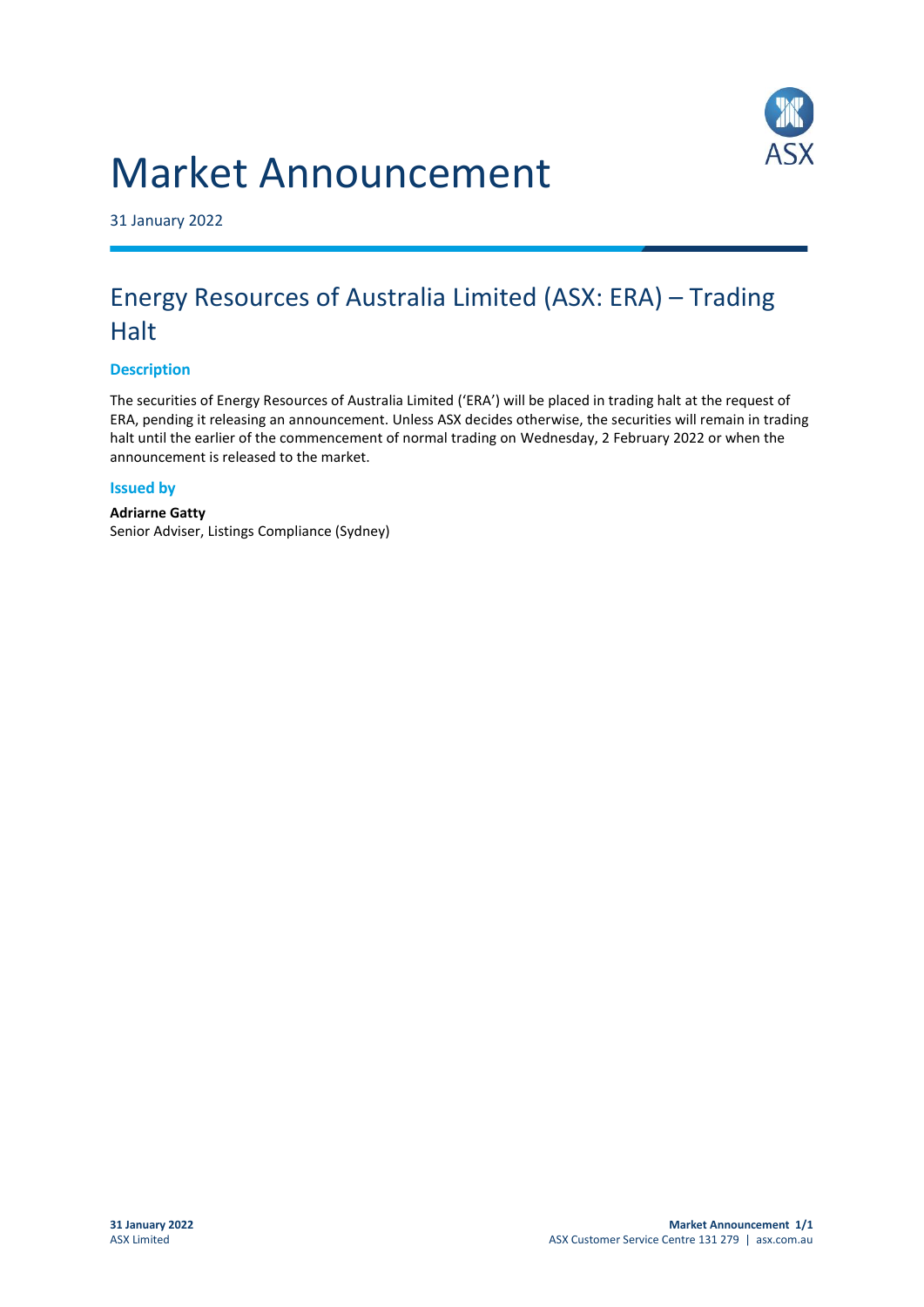# Market Announcement

31 January 2022

## Energy Resources of Australia Limited (ASX: ERA) – Trading Halt

### Description

The securities of Energy Resources of Australia Limited ('ERA') will be placed in trading halt at the request of ERA, pending it releasing an announcement. Unless ASX decides otherwise, the securities will remain in trading halt until the earlier of the commencement of normal trading on Wednesday, 2 February 2022 or when the announcement is released to the market.

### Issued by

**Adriarne Gatty**
Senior Adviser, Listings Compliance (Sydney)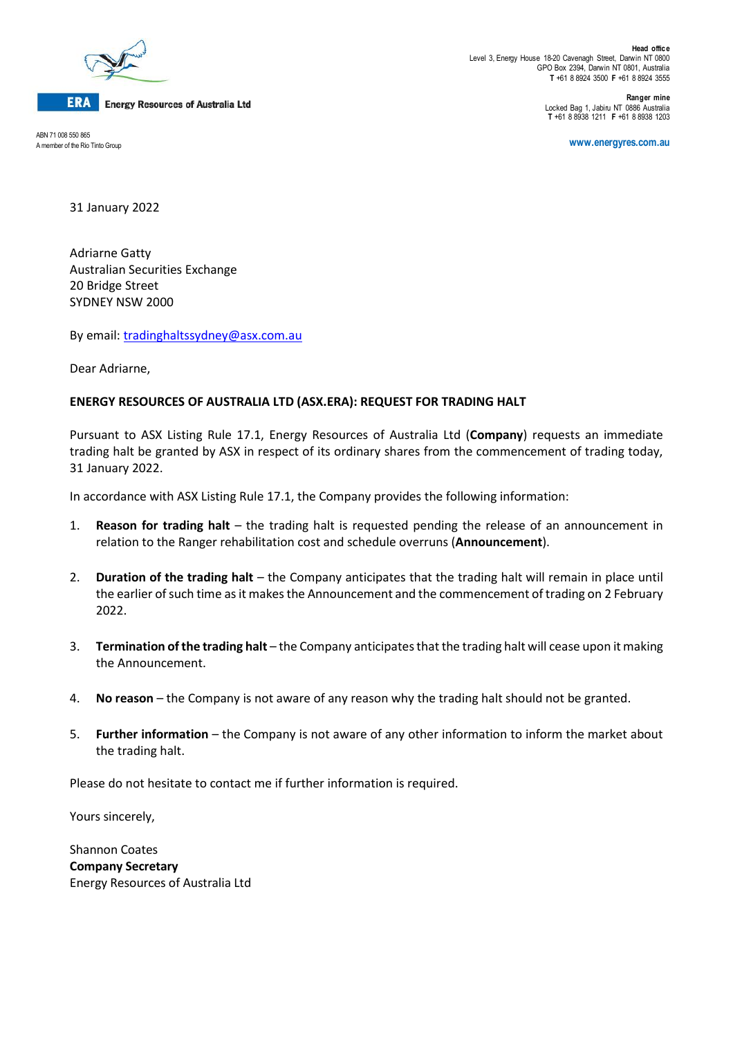**ERA** Energy Resources of Australia Ltd

ABN 71 008 550 865
A member of the Rio Tinto Group

**Head office**
Level 3, Energy House 18-20 Cavenagh Street, Darwin NT 0800
GPO Box 2394, Darwin NT 0801, Australia
**T** +61 8 8924 3500 **F** +61 8 8924 3555

**Ranger mine**
Locked Bag 1, Jabiru NT 0886 Australia
**T** +61 8 8938 1211 **F** +61 8 8938 1203

**www.energyres.com.au**

31 January 2022

Adriarne Gatty
Australian Securities Exchange
20 Bridge Street
SYDNEY NSW 2000

By email: tradinghaltssydney@asx.com.au

Dear Adriarne,

**ENERGY RESOURCES OF AUSTRALIA LTD (ASX.ERA): REQUEST FOR TRADING HALT**

Pursuant to ASX Listing Rule 17.1, Energy Resources of Australia Ltd (**Company**) requests an immediate trading halt be granted by ASX in respect of its ordinary shares from the commencement of trading today, 31 January 2022.

In accordance with ASX Listing Rule 17.1, the Company provides the following information:

1. **Reason for trading halt** – the trading halt is requested pending the release of an announcement in relation to the Ranger rehabilitation cost and schedule overruns (**Announcement**).

2. **Duration of the trading halt** – the Company anticipates that the trading halt will remain in place until the earlier of such time as it makes the Announcement and the commencement of trading on 2 February 2022.

3. **Termination of the trading halt** – the Company anticipates that the trading halt will cease upon it making the Announcement.

4. **No reason** – the Company is not aware of any reason why the trading halt should not be granted.

5. **Further information** – the Company is not aware of any other information to inform the market about the trading halt.

Please do not hesitate to contact me if further information is required.

Yours sincerely,

Shannon Coates
**Company Secretary**
Energy Resources of Australia Ltd